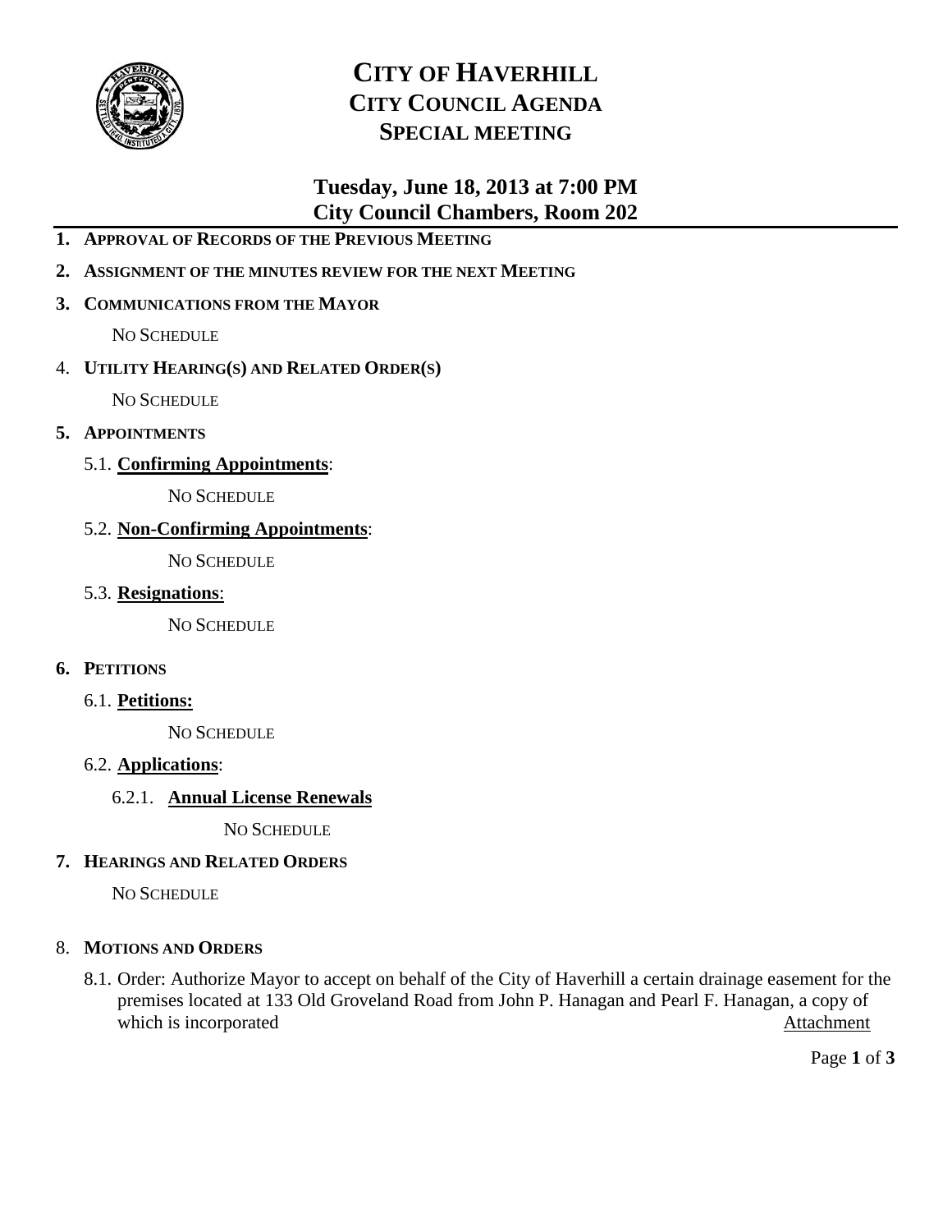# CITY OF HAVERHILL
## CITY COUNCIL AGENDA
## SPECIAL MEETING

### Tuesday, June 18, 2013 at 7:00 PM
### City Council Chambers, Room 202

1. **APPROVAL OF RECORDS OF THE PREVIOUS MEETING**
2. **ASSIGNMENT OF THE MINUTES REVIEW FOR THE NEXT MEETING**
3. **COMMUNICATIONS FROM THE MAYOR**

   NO SCHEDULE

4. **UTILITY HEARING(S) AND RELATED ORDER(S)**

   NO SCHEDULE

5. **APPOINTMENTS**

   5.1. **Confirming Appointments**:

   NO SCHEDULE

   5.2. **Non-Confirming Appointments**:

   NO SCHEDULE

   5.3. **Resignations**:

   NO SCHEDULE

6. **PETITIONS**

   6.1. **Petitions:**

   NO SCHEDULE

   6.2. **Applications**:

   6.2.1. **Annual License Renewals**

   NO SCHEDULE

7. **HEARINGS AND RELATED ORDERS**

   NO SCHEDULE

8. **MOTIONS AND ORDERS**

   8.1. Order: Authorize Mayor to accept on behalf of the City of Haverhill a certain drainage easement for the premises located at 133 Old Groveland Road from John P. Hanagan and Pearl F. Hanagan, a copy of which is incorporated Attachment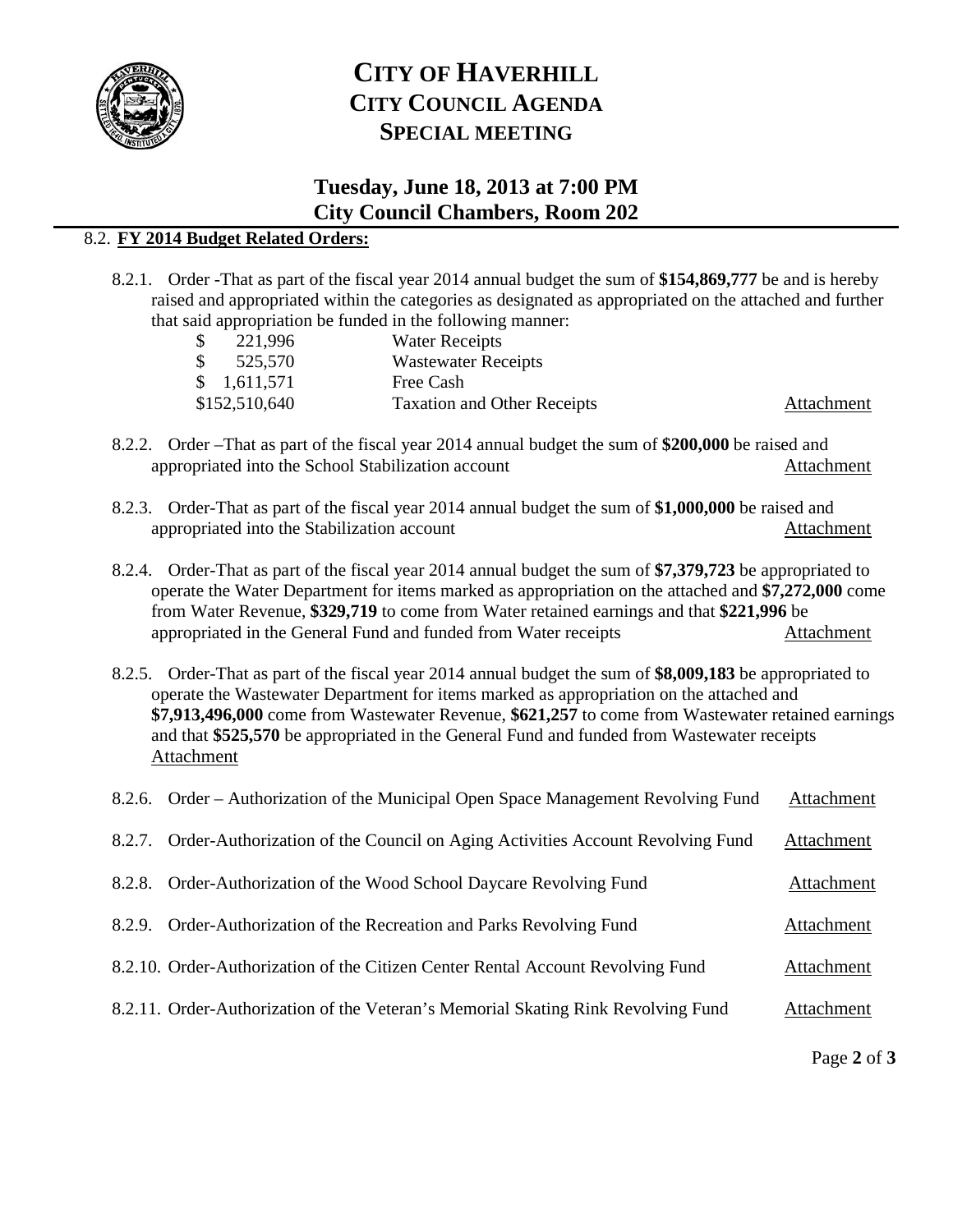# CITY OF HAVERHILL
## CITY COUNCIL AGENDA
## SPECIAL MEETING

### Tuesday, June 18, 2013 at 7:00 PM
### City Council Chambers, Room 202

8.2. **FY 2014 Budget Related Orders:**

8.2.1. Order -That as part of the fiscal year 2014 annual budget the sum of **$154,869,777** be and is hereby raised and appropriated within the categories as designated as appropriated on the attached and further that said appropriation be funded in the following manner:

| | | |
|---|---|---|
| $ 221,996 | Water Receipts | |
| $ 525,570 | Wastewater Receipts | |
| $ 1,611,571 | Free Cash | |
| $152,510,640 | Taxation and Other Receipts | Attachment |

8.2.2. Order –That as part of the fiscal year 2014 annual budget the sum of **$200,000** be raised and appropriated into the School Stabilization account Attachment

8.2.3. Order-That as part of the fiscal year 2014 annual budget the sum of **$1,000,000** be raised and appropriated into the Stabilization account Attachment

8.2.4. Order-That as part of the fiscal year 2014 annual budget the sum of **$7,379,723** be appropriated to operate the Water Department for items marked as appropriation on the attached and **$7,272,000** come from Water Revenue, **$329,719** to come from Water retained earnings and that **$221,996** be appropriated in the General Fund and funded from Water receipts Attachment

8.2.5. Order-That as part of the fiscal year 2014 annual budget the sum of **$8,009,183** be appropriated to operate the Wastewater Department for items marked as appropriation on the attached and **$7,913,496,000** come from Wastewater Revenue, **$621,257** to come from Wastewater retained earnings and that **$525,570** be appropriated in the General Fund and funded from Wastewater receipts Attachment

8.2.6. Order – Authorization of the Municipal Open Space Management Revolving Fund Attachment

8.2.7. Order-Authorization of the Council on Aging Activities Account Revolving Fund Attachment

8.2.8. Order-Authorization of the Wood School Daycare Revolving Fund Attachment

8.2.9. Order-Authorization of the Recreation and Parks Revolving Fund Attachment

8.2.10. Order-Authorization of the Citizen Center Rental Account Revolving Fund Attachment

8.2.11. Order-Authorization of the Veteran's Memorial Skating Rink Revolving Fund Attachment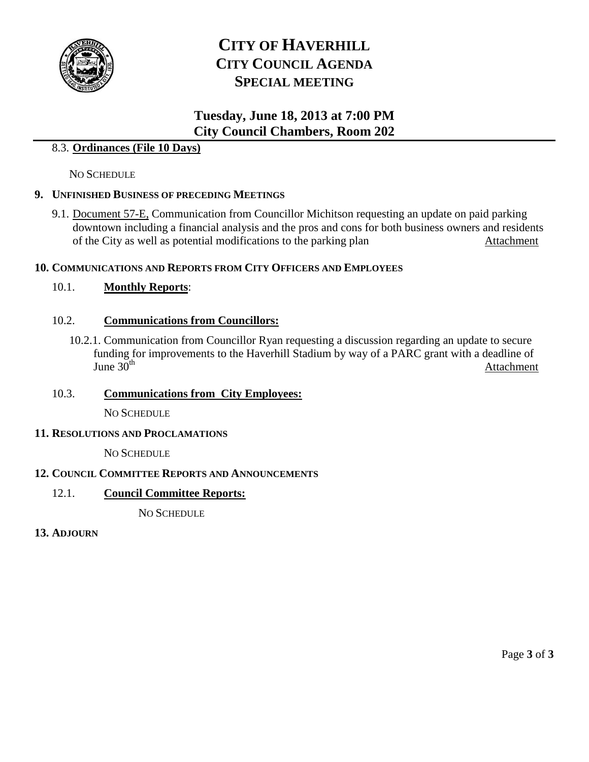# CITY OF HAVERHILL
## CITY COUNCIL AGENDA
## SPECIAL MEETING

### Tuesday, June 18, 2013 at 7:00 PM
### City Council Chambers, Room 202

8.3. **Ordinances (File 10 Days)**

NO SCHEDULE

**9. UNFINISHED BUSINESS OF PRECEDING MEETINGS**

9.1. Document 57-E, Communication from Councillor Michitson requesting an update on paid parking downtown including a financial analysis and the pros and cons for both business owners and residents of the City as well as potential modifications to the parking plan — Attachment

**10. COMMUNICATIONS AND REPORTS FROM CITY OFFICERS AND EMPLOYEES**

10.1. **Monthly Reports**:

10.2. **Communications from Councillors:**

10.2.1. Communication from Councillor Ryan requesting a discussion regarding an update to secure funding for improvements to the Haverhill Stadium by way of a PARC grant with a deadline of June 30th — Attachment

10.3. **Communications from City Employees:**

NO SCHEDULE

**11. RESOLUTIONS AND PROCLAMATIONS**

NO SCHEDULE

**12. COUNCIL COMMITTEE REPORTS AND ANNOUNCEMENTS**

12.1. **Council Committee Reports:**

NO SCHEDULE

**13. ADJOURN**